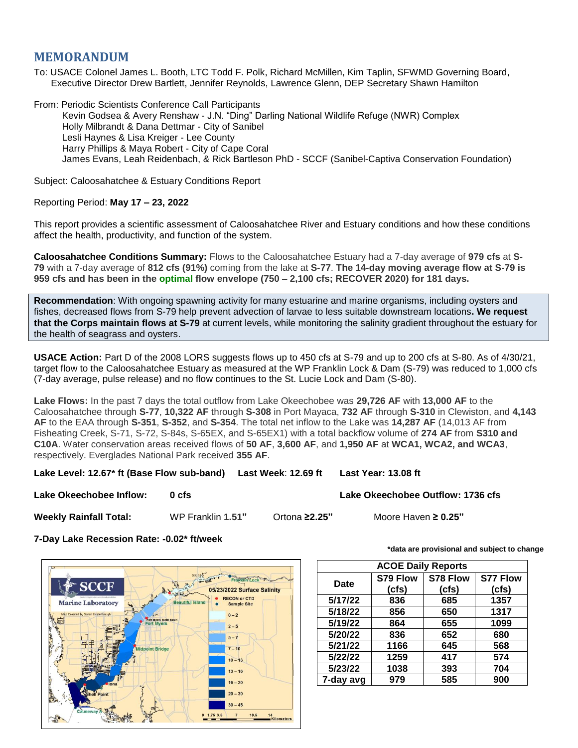# MEMORANDUM

To: USACE Colonel James L. Booth, LTC Todd F. Polk, Richard McMillen, Kim Taplin, SFWMD Governing Board, Executive Director Drew Bartlett, Jennifer Reynolds, Lawrence Glenn, DEP Secretary Shawn Hamilton

From: Periodic Scientists Conference Call Participants
Kevin Godsea & Avery Renshaw - J.N. "Ding" Darling National Wildlife Refuge (NWR) Complex
Holly Milbrandt & Dana Dettmar - City of Sanibel
Lesli Haynes & Lisa Kreiger - Lee County
Harry Phillips & Maya Robert - City of Cape Coral
James Evans, Leah Reidenbach, & Rick Bartleson PhD - SCCF (Sanibel-Captiva Conservation Foundation)

Subject: Caloosahatchee & Estuary Conditions Report

Reporting Period: **May 17 – 23, 2022**

This report provides a scientific assessment of Caloosahatchee River and Estuary conditions and how these conditions affect the health, productivity, and function of the system.

**Caloosahatchee Conditions Summary:** Flows to the Caloosahatchee Estuary had a 7-day average of **979 cfs** at **S-79** with a 7-day average of **812 cfs (91%)** coming from the lake at **S-77**. **The 14-day moving average flow at S-79 is 959 cfs and has been in the optimal flow envelope (750 – 2,100 cfs; RECOVER 2020) for 181 days.**

**Recommendation**: With ongoing spawning activity for many estuarine and marine organisms, including oysters and fishes, decreased flows from S-79 help prevent advection of larvae to less suitable downstream locations**. We request that the Corps maintain flows at S-79** at current levels, while monitoring the salinity gradient throughout the estuary for the health of seagrass and oysters.

**USACE Action:** Part D of the 2008 LORS suggests flows up to 450 cfs at S-79 and up to 200 cfs at S-80. As of 4/30/21, target flow to the Caloosahatchee Estuary as measured at the WP Franklin Lock & Dam (S-79) was reduced to 1,000 cfs (7-day average, pulse release) and no flow continues to the St. Lucie Lock and Dam (S-80).

**Lake Flows:** In the past 7 days the total outflow from Lake Okeechobee was **29,726 AF** with **13,000 AF** to the Caloosahatchee through **S-77**, **10,322 AF** through **S-308** in Port Mayaca, **732 AF** through **S-310** in Clewiston, and **4,143 AF** to the EAA through **S-351**, **S-352**, and **S-354**. The total net inflow to the Lake was **14,287 AF** (14,013 AF from Fisheating Creek, S-71, S-72, S-84s, S-65EX, and S-65EX1) with a total backflow volume of **274 AF** from **S310 and C10A**. Water conservation areas received flows of **50 AF**, **3,600 AF**, and **1,950 AF** at **WCA1, WCA2, and WCA3**, respectively. Everglades National Park received **355 AF**.

**Lake Level: 12.67\* ft (Base Flow sub-band)** **Last Week**: **12.69 ft** **Last Year: 13.08 ft**

**Lake Okeechobee Inflow:** **0 cfs** **Lake Okeechobee Outflow: 1736 cfs**

**Weekly Rainfall Total:** WP Franklin **1.51"** Ortona **≥2.25"** Moore Haven **≥ 0.25"**

**7-Day Lake Recession Rate: -0.02\* ft/week**

**\*data are provisional and subject to change**

SCCF Marine Laboratory — 05/23/2022 Surface Salinity (Map Created by Sarah Bridenbaugh)

| ACOE Daily Reports | | | |
|---|---|---|---|
| **Date** | **S79 Flow (cfs)** | **S78 Flow (cfs)** | **S77 Flow (cfs)** |
| **5/17/22** | 836 | 685 | 1357 |
| **5/18/22** | 856 | 650 | 1317 |
| **5/19/22** | 864 | 655 | 1099 |
| **5/20/22** | 836 | 652 | 680 |
| **5/21/22** | 1166 | 645 | 568 |
| **5/22/22** | 1259 | 417 | 574 |
| **5/23/22** | 1038 | 393 | 704 |
| **7-day avg** | 979 | 585 | 900 |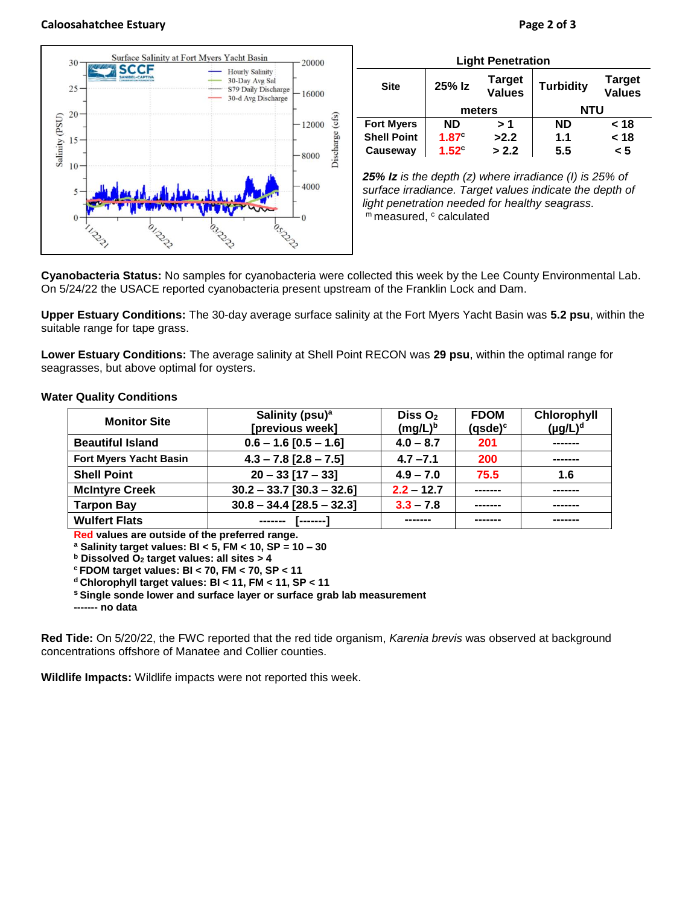Caloosahatchee Estuary

Surface Salinity at Fort Myers Yacht Basin

**Light Penetration**

| Site | 25% Iz | Target Values | Turbidity | Target Values |
|---|---|---|---|---|
| | meters | | NTU | |
| Fort Myers | ND | > 1 | ND | < 18 |
| Shell Point | 1.87[c] | >2.2 | 1.1 | < 18 |
| Causeway | 1.52[c] | > 2.2 | 5.5 | < 5 |

***25% Iz*** *is the depth (z) where irradiance (I) is 25% of surface irradiance. Target values indicate the depth of light penetration needed for healthy seagrass.*
[m] measured, [c] calculated

**Cyanobacteria Status:** No samples for cyanobacteria were collected this week by the Lee County Environmental Lab. On 5/24/22 the USACE reported cyanobacteria present upstream of the Franklin Lock and Dam.

**Upper Estuary Conditions:** The 30-day average surface salinity at the Fort Myers Yacht Basin was **5.2 psu**, within the suitable range for tape grass.

**Lower Estuary Conditions:** The average salinity at Shell Point RECON was **29 psu**, within the optimal range for seagrasses, but above optimal for oysters.

**Water Quality Conditions**

| Monitor Site | Salinity (psu)[a] [previous week] | Diss $O_2$ (mg/L)[b] | FDOM (qsde)[c] | Chlorophyll (µg/L)[d] |
|---|---|---|---|---|
| Beautiful Island | 0.6 – 1.6 [0.5 – 1.6] | 4.0 – 8.7 | 201 | ------- |
| Fort Myers Yacht Basin | 4.3 – 7.8 [2.8 – 7.5] | 4.7 –7.1 | 200 | ------- |
| Shell Point | 20 – 33 [17 – 33] | 4.9 – 7.0 | 75.5 | 1.6 |
| McIntyre Creek | 30.2 – 33.7 [30.3 – 32.6] | 2.2 – 12.7 | ------- | ------- |
| Tarpon Bay | 30.8 – 34.4 [28.5 – 32.3] | 3.3 – 7.8 | ------- | ------- |
| Wulfert Flats | ------- [-------] | ------- | ------- | ------- |

**Red values are outside of the preferred range.**
**[a] Salinity target values: BI < 5, FM < 10, SP = 10 – 30**
**[b] Dissolved $O_2$ target values: all sites > 4**
**[c] FDOM target values: BI < 70, FM < 70, SP < 11**
**[d] Chlorophyll target values: BI < 11, FM < 11, SP < 11**
**[s] Single sonde lower and surface layer or surface grab lab measurement**
**------- no data**

**Red Tide:** On 5/20/22, the FWC reported that the red tide organism, *Karenia brevis* was observed at background concentrations offshore of Manatee and Collier counties.

**Wildlife Impacts:** Wildlife impacts were not reported this week.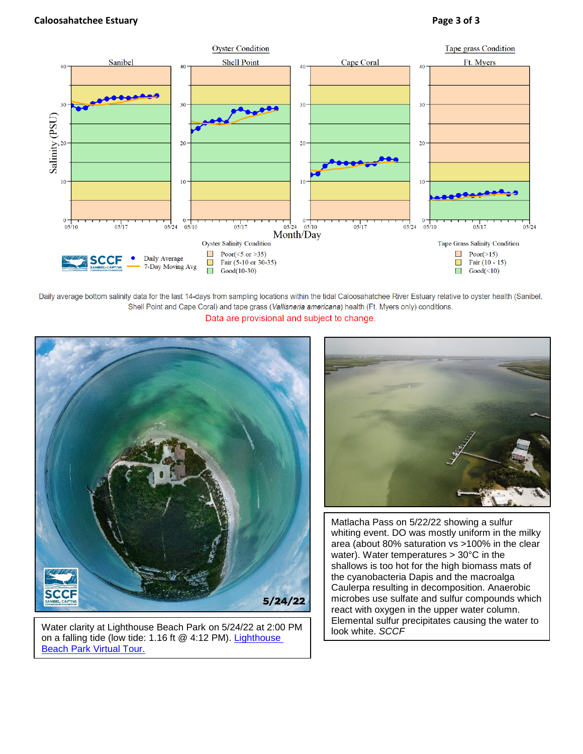Oyster Condition

Tape grass Condition

Sanibel

Shell Point

Cape Coral

Ft. Myers

Salinity (PSU)

40

30

20

10

0

05/10

05/17

05/24

Month/Day

SCCF

• Daily Average

7-Day Moving Avg

Oyster Salinity Condition

Poor(<5 or >35)

Fair (5-10 or 30-35)

Good(10-30)

Tape Grass Salinity Condition

Poor(>15)

Fair (10 - 15)

Good(<10)

Daily average bottom salinity data for the last 14-days from sampling locations within the tidal Caloosahatchee River Estuary relative to oyster health (Sanibel, Shell Point and Cape Coral) and tape grass (*Vallisneria americana*) health (Ft. Myers only) conditions.

Data are provisional and subject to change.

5/24/22

Water clarity at Lighthouse Beach Park on 5/24/22 at 2:00 PM on a falling tide (low tide: 1.16 ft @ 4:12 PM). Lighthouse Beach Park Virtual Tour.

Matlacha Pass on 5/22/22 showing a sulfur whiting event. DO was mostly uniform in the milky area (about 80% saturation vs >100% in the clear water). Water temperatures > 30°C in the shallows is too hot for the high biomass mats of the cyanobacteria Dapis and the macroalga Caulerpa resulting in decomposition. Anaerobic microbes use sulfate and sulfur compounds which react with oxygen in the upper water column. Elemental sulfur precipitates causing the water to look white. *SCCF*